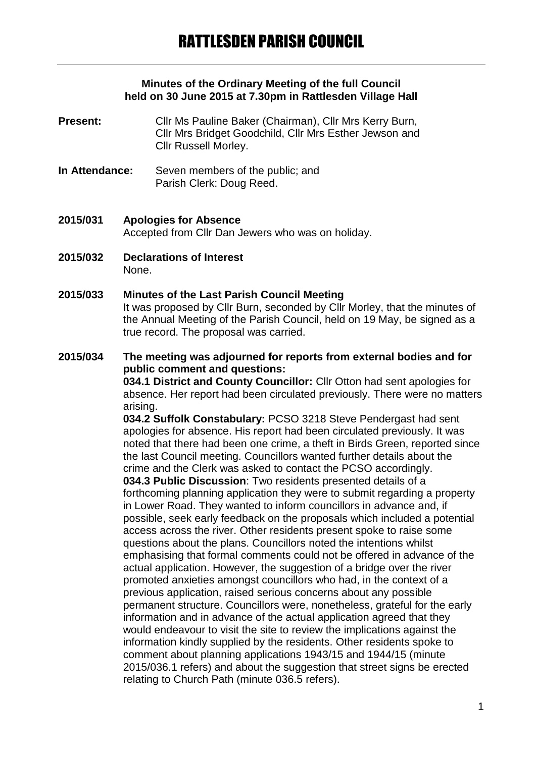# RATTLESDEN PARISH COUNCIL

**Minutes of the Ordinary Meeting of the full Council held on 30 June 2015 at 7.30pm in Rattlesden Village Hall**

**Present:** Cllr Ms Pauline Baker (Chairman), Cllr Mrs Kerry Burn, Cllr Mrs Bridget Goodchild, Cllr Mrs Esther Jewson and Cllr Russell Morley.

**In Attendance:** Seven members of the public; and Parish Clerk: Doug Reed.

**2015/031 Apologies for Absence**
Accepted from Cllr Dan Jewers who was on holiday.

**2015/032 Declarations of Interest**
None.

**2015/033 Minutes of the Last Parish Council Meeting**
It was proposed by Cllr Burn, seconded by Cllr Morley, that the minutes of the Annual Meeting of the Parish Council, held on 19 May, be signed as a true record. The proposal was carried.

**2015/034 The meeting was adjourned for reports from external bodies and for public comment and questions:**

**034.1 District and County Councillor:** Cllr Otton had sent apologies for absence. Her report had been circulated previously. There were no matters arising.

**034.2 Suffolk Constabulary:** PCSO 3218 Steve Pendergast had sent apologies for absence. His report had been circulated previously. It was noted that there had been one crime, a theft in Birds Green, reported since the last Council meeting. Councillors wanted further details about the crime and the Clerk was asked to contact the PCSO accordingly.

**034.3 Public Discussion**: Two residents presented details of a forthcoming planning application they were to submit regarding a property in Lower Road. They wanted to inform councillors in advance and, if possible, seek early feedback on the proposals which included a potential access across the river. Other residents present spoke to raise some questions about the plans. Councillors noted the intentions whilst emphasising that formal comments could not be offered in advance of the actual application. However, the suggestion of a bridge over the river promoted anxieties amongst councillors who had, in the context of a previous application, raised serious concerns about any possible permanent structure. Councillors were, nonetheless, grateful for the early information and in advance of the actual application agreed that they would endeavour to visit the site to review the implications against the information kindly supplied by the residents. Other residents spoke to comment about planning applications 1943/15 and 1944/15 (minute 2015/036.1 refers) and about the suggestion that street signs be erected relating to Church Path (minute 036.5 refers).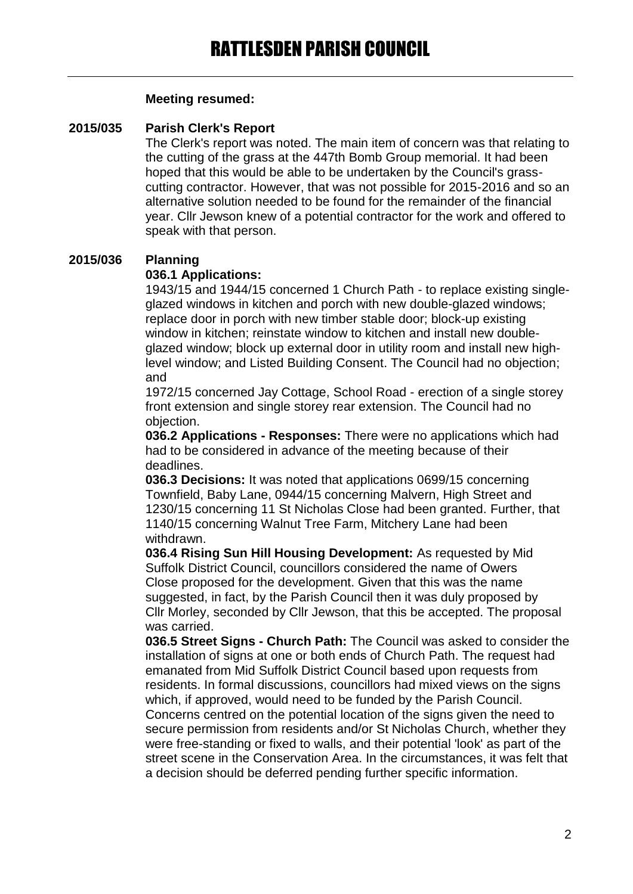**Meeting resumed:**

**2015/035 Parish Clerk's Report**

The Clerk's report was noted. The main item of concern was that relating to the cutting of the grass at the 447th Bomb Group memorial. It had been hoped that this would be able to be undertaken by the Council's grass-cutting contractor. However, that was not possible for 2015-2016 and so an alternative solution needed to be found for the remainder of the financial year. Cllr Jewson knew of a potential contractor for the work and offered to speak with that person.

**2015/036 Planning**

**036.1 Applications:**

1943/15 and 1944/15 concerned 1 Church Path - to replace existing single-glazed windows in kitchen and porch with new double-glazed windows; replace door in porch with new timber stable door; block-up existing window in kitchen; reinstate window to kitchen and install new double-glazed window; block up external door in utility room and install new high-level window; and Listed Building Consent. The Council had no objection; and

1972/15 concerned Jay Cottage, School Road - erection of a single storey front extension and single storey rear extension. The Council had no objection.

**036.2 Applications - Responses:** There were no applications which had had to be considered in advance of the meeting because of their deadlines.

**036.3 Decisions:** It was noted that applications 0699/15 concerning Townfield, Baby Lane, 0944/15 concerning Malvern, High Street and 1230/15 concerning 11 St Nicholas Close had been granted. Further, that 1140/15 concerning Walnut Tree Farm, Mitchery Lane had been withdrawn.

**036.4 Rising Sun Hill Housing Development:** As requested by Mid Suffolk District Council, councillors considered the name of Owers Close proposed for the development. Given that this was the name suggested, in fact, by the Parish Council then it was duly proposed by Cllr Morley, seconded by Cllr Jewson, that this be accepted. The proposal was carried.

**036.5 Street Signs - Church Path:** The Council was asked to consider the installation of signs at one or both ends of Church Path. The request had emanated from Mid Suffolk District Council based upon requests from residents. In formal discussions, councillors had mixed views on the signs which, if approved, would need to be funded by the Parish Council. Concerns centred on the potential location of the signs given the need to secure permission from residents and/or St Nicholas Church, whether they were free-standing or fixed to walls, and their potential 'look' as part of the street scene in the Conservation Area. In the circumstances, it was felt that a decision should be deferred pending further specific information.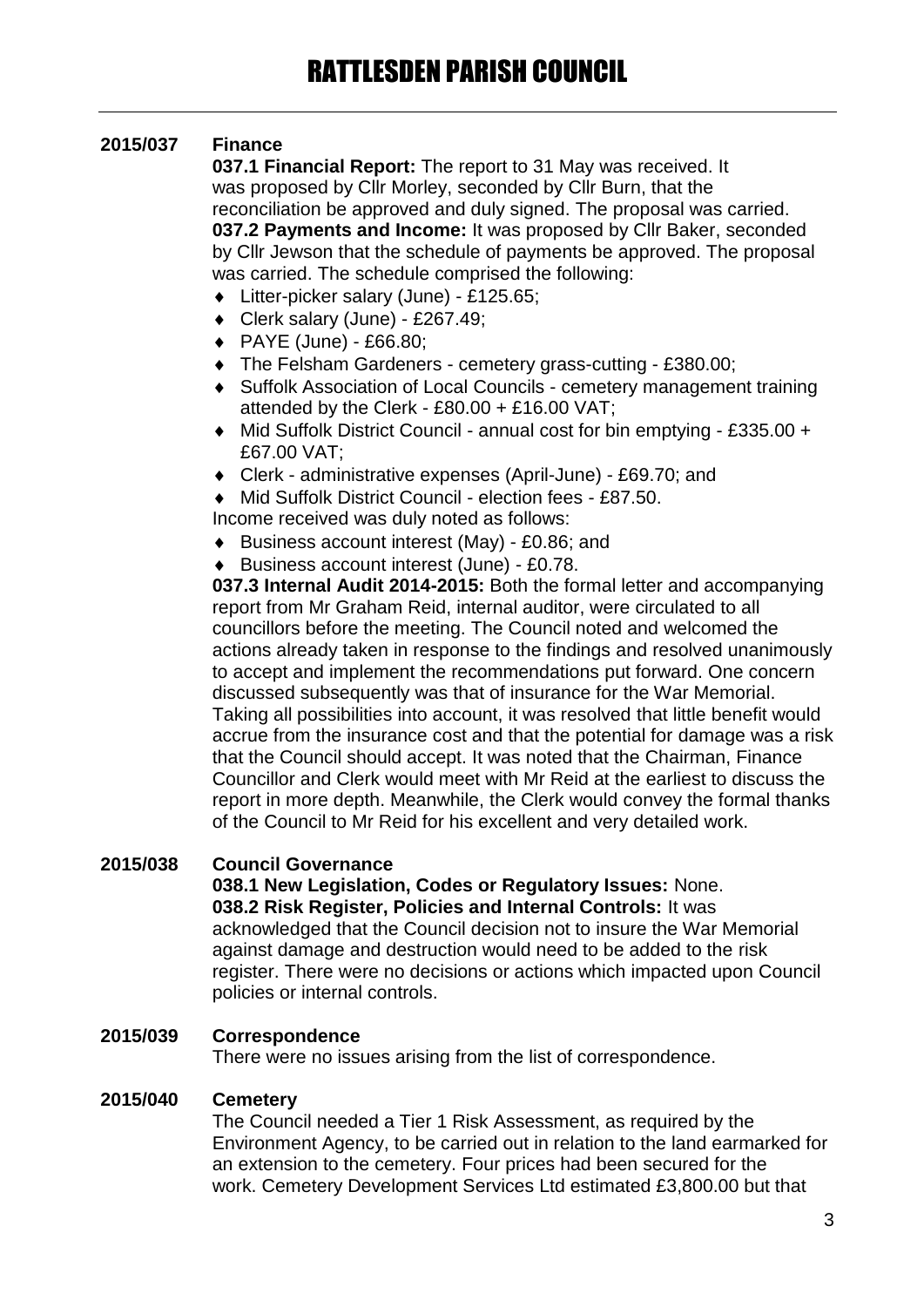**2015/037 Finance**

**037.1 Financial Report:** The report to 31 May was received. It was proposed by Cllr Morley, seconded by Cllr Burn, that the reconciliation be approved and duly signed. The proposal was carried.

**037.2 Payments and Income:** It was proposed by Cllr Baker, seconded by Cllr Jewson that the schedule of payments be approved. The proposal was carried. The schedule comprised the following:

- Litter-picker salary (June) - £125.65;
- Clerk salary (June) - £267.49;
- PAYE (June) - £66.80;
- The Felsham Gardeners - cemetery grass-cutting - £380.00;
- Suffolk Association of Local Councils - cemetery management training attended by the Clerk - £80.00 + £16.00 VAT;
- Mid Suffolk District Council - annual cost for bin emptying - £335.00 + £67.00 VAT;
- Clerk - administrative expenses (April-June) - £69.70; and
- Mid Suffolk District Council - election fees - £87.50.

Income received was duly noted as follows:

- Business account interest (May) - £0.86; and
- Business account interest (June) - £0.78.

**037.3 Internal Audit 2014-2015:** Both the formal letter and accompanying report from Mr Graham Reid, internal auditor, were circulated to all councillors before the meeting. The Council noted and welcomed the actions already taken in response to the findings and resolved unanimously to accept and implement the recommendations put forward. One concern discussed subsequently was that of insurance for the War Memorial. Taking all possibilities into account, it was resolved that little benefit would accrue from the insurance cost and that the potential for damage was a risk that the Council should accept. It was noted that the Chairman, Finance Councillor and Clerk would meet with Mr Reid at the earliest to discuss the report in more depth. Meanwhile, the Clerk would convey the formal thanks of the Council to Mr Reid for his excellent and very detailed work.

**2015/038 Council Governance**

**038.1 New Legislation, Codes or Regulatory Issues:** None.

**038.2 Risk Register, Policies and Internal Controls:** It was acknowledged that the Council decision not to insure the War Memorial against damage and destruction would need to be added to the risk register. There were no decisions or actions which impacted upon Council policies or internal controls.

**2015/039 Correspondence**

There were no issues arising from the list of correspondence.

**2015/040 Cemetery**

The Council needed a Tier 1 Risk Assessment, as required by the Environment Agency, to be carried out in relation to the land earmarked for an extension to the cemetery. Four prices had been secured for the work. Cemetery Development Services Ltd estimated £3,800.00 but that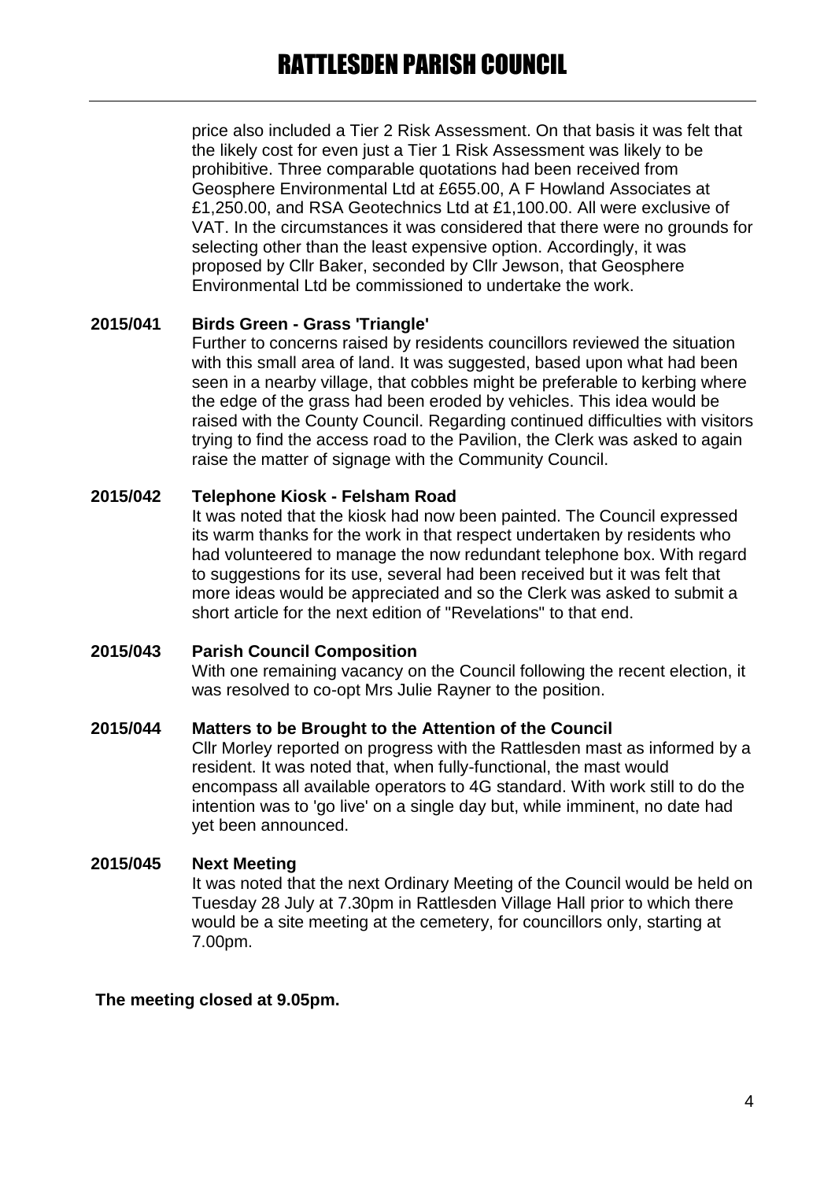price also included a Tier 2 Risk Assessment. On that basis it was felt that the likely cost for even just a Tier 1 Risk Assessment was likely to be prohibitive. Three comparable quotations had been received from Geosphere Environmental Ltd at £655.00, A F Howland Associates at £1,250.00, and RSA Geotechnics Ltd at £1,100.00. All were exclusive of VAT. In the circumstances it was considered that there were no grounds for selecting other than the least expensive option. Accordingly, it was proposed by Cllr Baker, seconded by Cllr Jewson, that Geosphere Environmental Ltd be commissioned to undertake the work.

**2015/041 Birds Green - Grass 'Triangle'**

Further to concerns raised by residents councillors reviewed the situation with this small area of land. It was suggested, based upon what had been seen in a nearby village, that cobbles might be preferable to kerbing where the edge of the grass had been eroded by vehicles. This idea would be raised with the County Council. Regarding continued difficulties with visitors trying to find the access road to the Pavilion, the Clerk was asked to again raise the matter of signage with the Community Council.

**2015/042 Telephone Kiosk - Felsham Road**

It was noted that the kiosk had now been painted. The Council expressed its warm thanks for the work in that respect undertaken by residents who had volunteered to manage the now redundant telephone box. With regard to suggestions for its use, several had been received but it was felt that more ideas would be appreciated and so the Clerk was asked to submit a short article for the next edition of "Revelations" to that end.

**2015/043 Parish Council Composition**

With one remaining vacancy on the Council following the recent election, it was resolved to co-opt Mrs Julie Rayner to the position.

**2015/044 Matters to be Brought to the Attention of the Council**

Cllr Morley reported on progress with the Rattlesden mast as informed by a resident. It was noted that, when fully-functional, the mast would encompass all available operators to 4G standard. With work still to do the intention was to 'go live' on a single day but, while imminent, no date had yet been announced.

**2015/045 Next Meeting**

It was noted that the next Ordinary Meeting of the Council would be held on Tuesday 28 July at 7.30pm in Rattlesden Village Hall prior to which there would be a site meeting at the cemetery, for councillors only, starting at 7.00pm.

**The meeting closed at 9.05pm.**